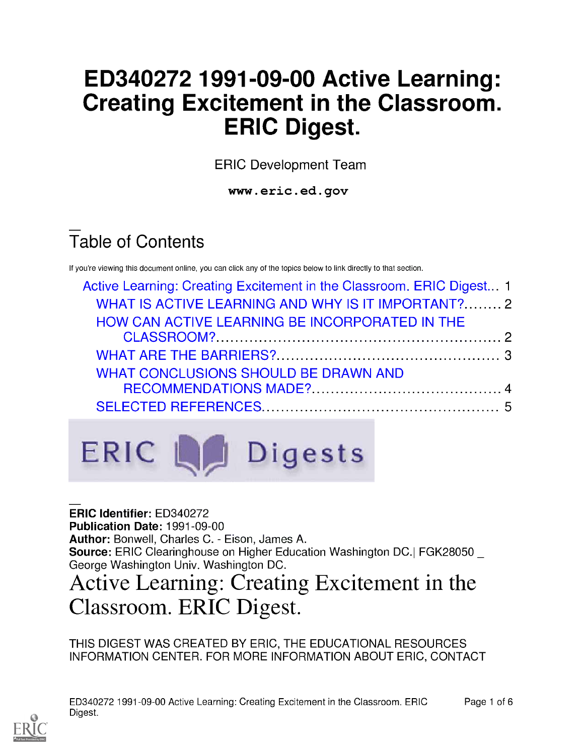# ED340272 1991-09-00 Active Learning: Creating Excitement in the Classroom. ERIC Digest.

ERIC Development Team

**www.eric.ed.gov**

## Table of Contents

If you're viewing this document online, you can click any of the topics below to link directly to that section.

- Active Learning: Creating Excitement in the Classroom. ERIC Digest... 1
  - WHAT IS ACTIVE LEARNING AND WHY IS IT IMPORTANT?........ 2
  - HOW CAN ACTIVE LEARNING BE INCORPORATED IN THE CLASSROOM?............................................................ 2
  - WHAT ARE THE BARRIERS?............................................... 3
  - WHAT CONCLUSIONS SHOULD BE DRAWN AND RECOMMENDATIONS MADE?....................................... 4
  - SELECTED REFERENCES.................................................. 5

ERIC Digests

**ERIC Identifier:** ED340272
**Publication Date:** 1991-09-00
**Author:** Bonwell, Charles C. - Eison, James A.
**Source:** ERIC Clearinghouse on Higher Education Washington DC.| FGK28050 _ George Washington Univ. Washington DC.

# Active Learning: Creating Excitement in the Classroom. ERIC Digest.

THIS DIGEST WAS CREATED BY ERIC, THE EDUCATIONAL RESOURCES INFORMATION CENTER. FOR MORE INFORMATION ABOUT ERIC, CONTACT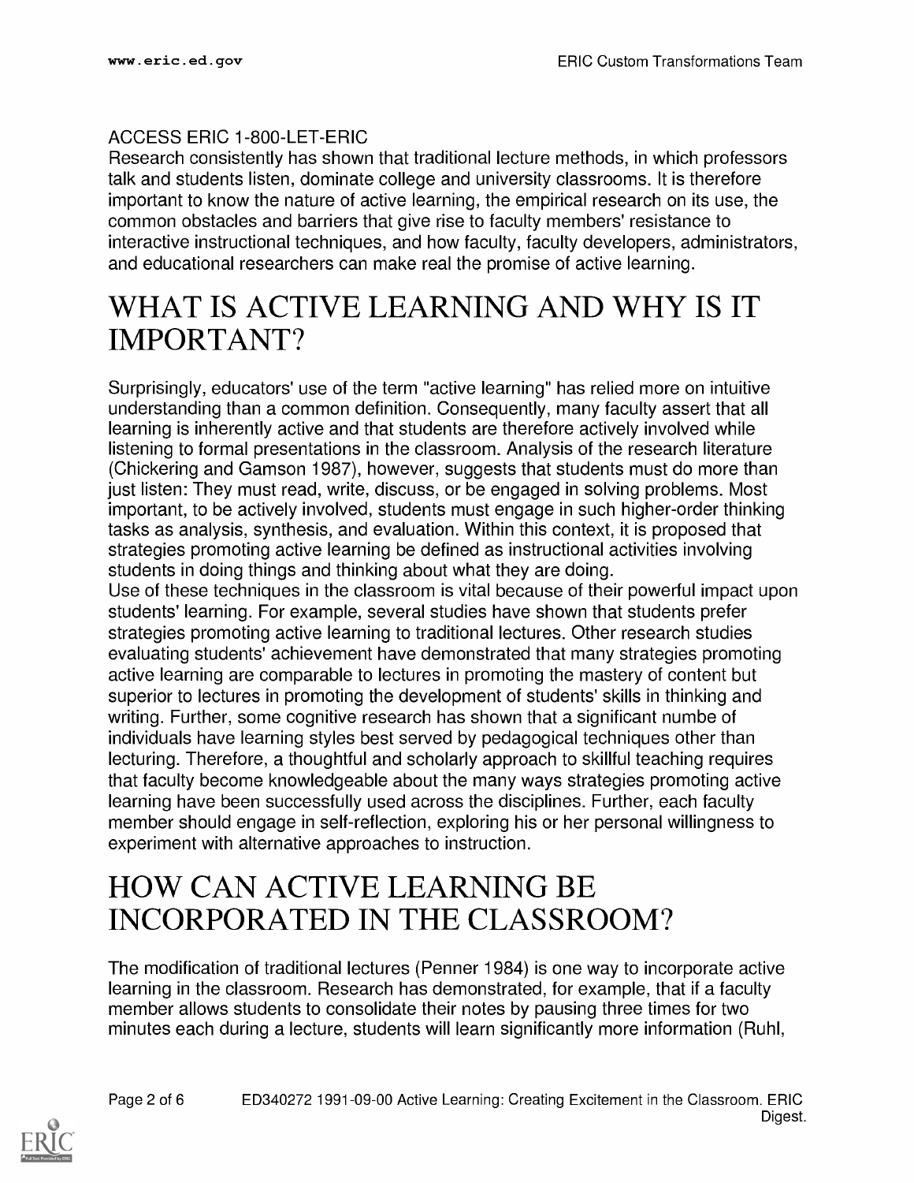ACCESS ERIC 1-800-LET-ERIC

Research consistently has shown that traditional lecture methods, in which professors talk and students listen, dominate college and university classrooms. It is therefore important to know the nature of active learning, the empirical research on its use, the common obstacles and barriers that give rise to faculty members' resistance to interactive instructional techniques, and how faculty, faculty developers, administrators, and educational researchers can make real the promise of active learning.

# WHAT IS ACTIVE LEARNING AND WHY IS IT IMPORTANT?

Surprisingly, educators' use of the term "active learning" has relied more on intuitive understanding than a common definition. Consequently, many faculty assert that all learning is inherently active and that students are therefore actively involved while listening to formal presentations in the classroom. Analysis of the research literature (Chickering and Gamson 1987), however, suggests that students must do more than just listen: They must read, write, discuss, or be engaged in solving problems. Most important, to be actively involved, students must engage in such higher-order thinking tasks as analysis, synthesis, and evaluation. Within this context, it is proposed that strategies promoting active learning be defined as instructional activities involving students in doing things and thinking about what they are doing.

Use of these techniques in the classroom is vital because of their powerful impact upon students' learning. For example, several studies have shown that students prefer strategies promoting active learning to traditional lectures. Other research studies evaluating students' achievement have demonstrated that many strategies promoting active learning are comparable to lectures in promoting the mastery of content but superior to lectures in promoting the development of students' skills in thinking and writing. Further, some cognitive research has shown that a significant numbe of individuals have learning styles best served by pedagogical techniques other than lecturing. Therefore, a thoughtful and scholarly approach to skillful teaching requires that faculty become knowledgeable about the many ways strategies promoting active learning have been successfully used across the disciplines. Further, each faculty member should engage in self-reflection, exploring his or her personal willingness to experiment with alternative approaches to instruction.

# HOW CAN ACTIVE LEARNING BE INCORPORATED IN THE CLASSROOM?

The modification of traditional lectures (Penner 1984) is one way to incorporate active learning in the classroom. Research has demonstrated, for example, that if a faculty member allows students to consolidate their notes by pausing three times for two minutes each during a lecture, students will learn significantly more information (Ruhl,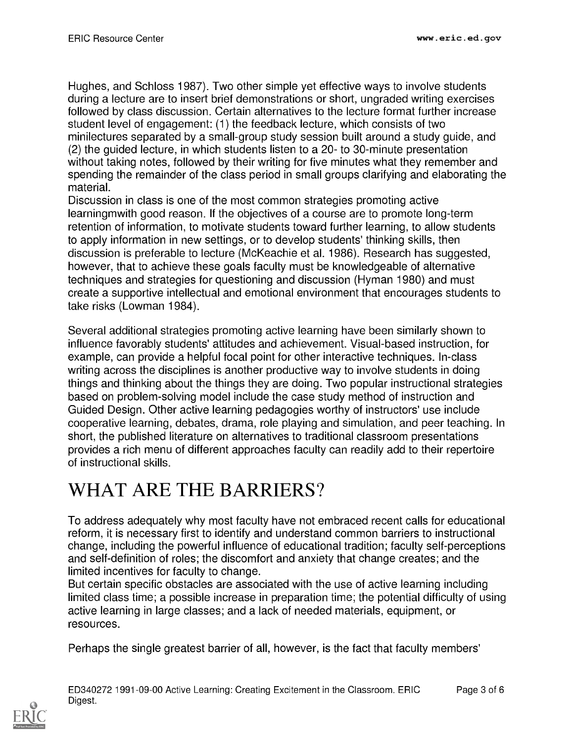Hughes, and Schloss 1987). Two other simple yet effective ways to involve students during a lecture are to insert brief demonstrations or short, ungraded writing exercises followed by class discussion. Certain alternatives to the lecture format further increase student level of engagement: (1) the feedback lecture, which consists of two minilectures separated by a small-group study session built around a study guide, and (2) the guided lecture, in which students listen to a 20- to 30-minute presentation without taking notes, followed by their writing for five minutes what they remember and spending the remainder of the class period in small groups clarifying and elaborating the material.

Discussion in class is one of the most common strategies promoting active learningmwith good reason. If the objectives of a course are to promote long-term retention of information, to motivate students toward further learning, to allow students to apply information in new settings, or to develop students' thinking skills, then discussion is preferable to lecture (McKeachie et al. 1986). Research has suggested, however, that to achieve these goals faculty must be knowledgeable of alternative techniques and strategies for questioning and discussion (Hyman 1980) and must create a supportive intellectual and emotional environment that encourages students to take risks (Lowman 1984).

Several additional strategies promoting active learning have been similarly shown to influence favorably students' attitudes and achievement. Visual-based instruction, for example, can provide a helpful focal point for other interactive techniques. In-class writing across the disciplines is another productive way to involve students in doing things and thinking about the things they are doing. Two popular instructional strategies based on problem-solving model include the case study method of instruction and Guided Design. Other active learning pedagogies worthy of instructors' use include cooperative learning, debates, drama, role playing and simulation, and peer teaching. In short, the published literature on alternatives to traditional classroom presentations provides a rich menu of different approaches faculty can readily add to their repertoire of instructional skills.

# WHAT ARE THE BARRIERS?

To address adequately why most faculty have not embraced recent calls for educational reform, it is necessary first to identify and understand common barriers to instructional change, including the powerful influence of educational tradition; faculty self-perceptions and self-definition of roles; the discomfort and anxiety that change creates; and the limited incentives for faculty to change.

But certain specific obstacles are associated with the use of active learning including limited class time; a possible increase in preparation time; the potential difficulty of using active learning in large classes; and a lack of needed materials, equipment, or resources.

Perhaps the single greatest barrier of all, however, is the fact that faculty members'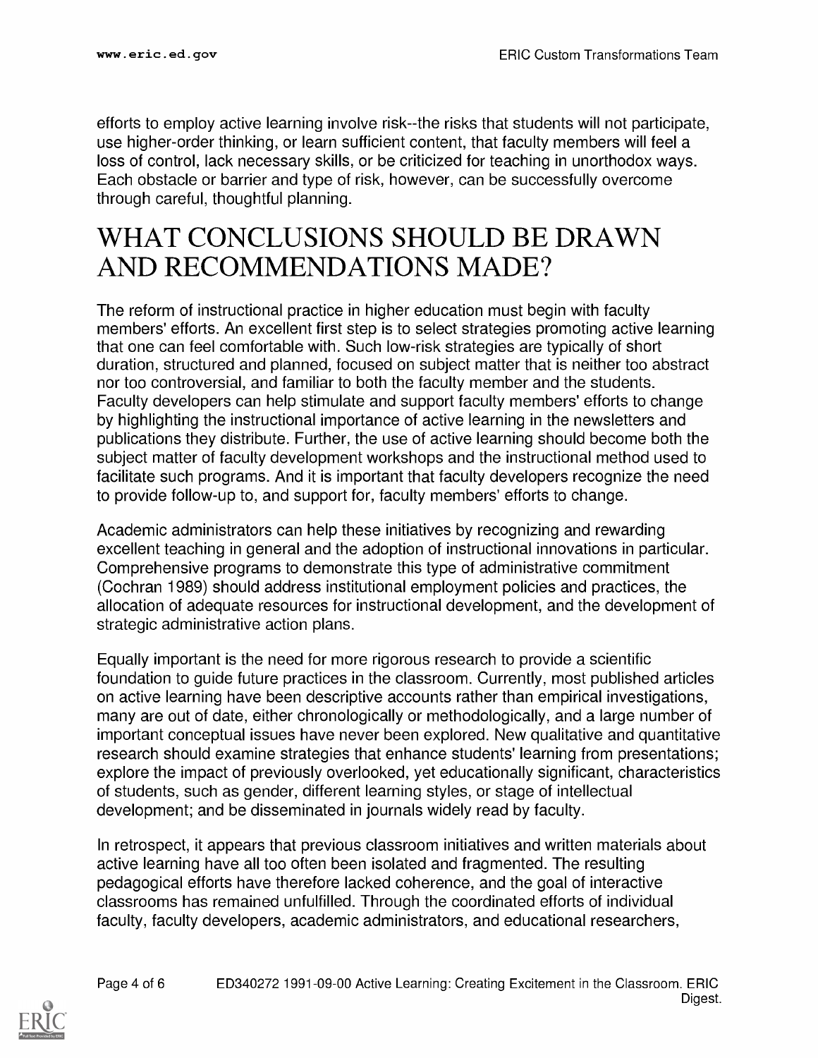efforts to employ active learning involve risk--the risks that students will not participate, use higher-order thinking, or learn sufficient content, that faculty members will feel a loss of control, lack necessary skills, or be criticized for teaching in unorthodox ways. Each obstacle or barrier and type of risk, however, can be successfully overcome through careful, thoughtful planning.

# WHAT CONCLUSIONS SHOULD BE DRAWN AND RECOMMENDATIONS MADE?

The reform of instructional practice in higher education must begin with faculty members' efforts. An excellent first step is to select strategies promoting active learning that one can feel comfortable with. Such low-risk strategies are typically of short duration, structured and planned, focused on subject matter that is neither too abstract nor too controversial, and familiar to both the faculty member and the students. Faculty developers can help stimulate and support faculty members' efforts to change by highlighting the instructional importance of active learning in the newsletters and publications they distribute. Further, the use of active learning should become both the subject matter of faculty development workshops and the instructional method used to facilitate such programs. And it is important that faculty developers recognize the need to provide follow-up to, and support for, faculty members' efforts to change.

Academic administrators can help these initiatives by recognizing and rewarding excellent teaching in general and the adoption of instructional innovations in particular. Comprehensive programs to demonstrate this type of administrative commitment (Cochran 1989) should address institutional employment policies and practices, the allocation of adequate resources for instructional development, and the development of strategic administrative action plans.

Equally important is the need for more rigorous research to provide a scientific foundation to guide future practices in the classroom. Currently, most published articles on active learning have been descriptive accounts rather than empirical investigations, many are out of date, either chronologically or methodologically, and a large number of important conceptual issues have never been explored. New qualitative and quantitative research should examine strategies that enhance students' learning from presentations; explore the impact of previously overlooked, yet educationally significant, characteristics of students, such as gender, different learning styles, or stage of intellectual development; and be disseminated in journals widely read by faculty.

In retrospect, it appears that previous classroom initiatives and written materials about active learning have all too often been isolated and fragmented. The resulting pedagogical efforts have therefore lacked coherence, and the goal of interactive classrooms has remained unfulfilled. Through the coordinated efforts of individual faculty, faculty developers, academic administrators, and educational researchers,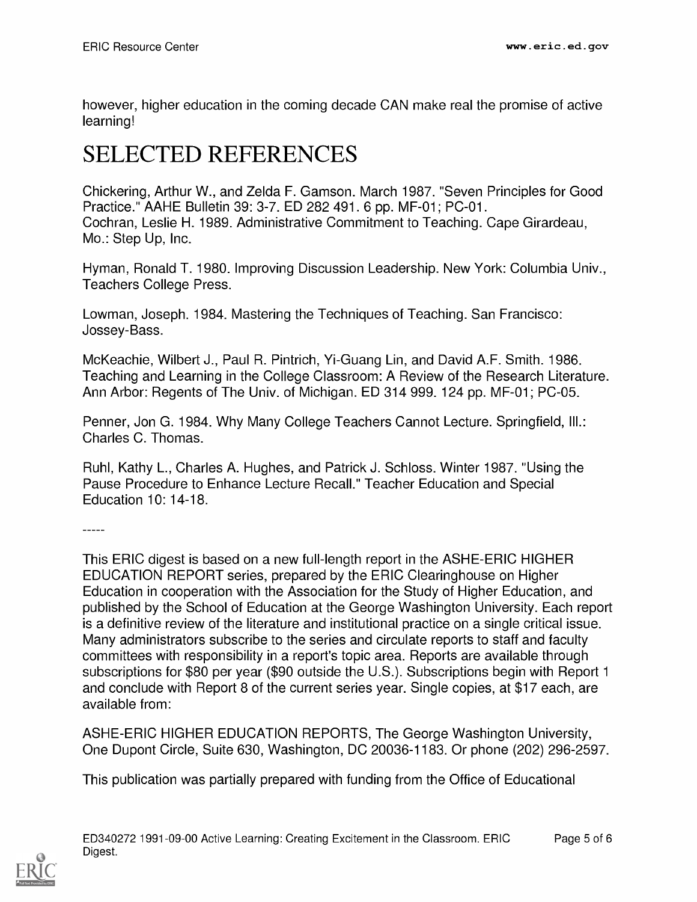however, higher education in the coming decade CAN make real the promise of active learning!

# SELECTED REFERENCES

Chickering, Arthur W., and Zelda F. Gamson. March 1987. "Seven Principles for Good Practice." AAHE Bulletin 39: 3-7. ED 282 491. 6 pp. MF-01; PC-01.
Cochran, Leslie H. 1989. Administrative Commitment to Teaching. Cape Girardeau, Mo.: Step Up, Inc.

Hyman, Ronald T. 1980. Improving Discussion Leadership. New York: Columbia Univ., Teachers College Press.

Lowman, Joseph. 1984. Mastering the Techniques of Teaching. San Francisco: Jossey-Bass.

McKeachie, Wilbert J., Paul R. Pintrich, Yi-Guang Lin, and David A.F. Smith. 1986. Teaching and Learning in the College Classroom: A Review of the Research Literature. Ann Arbor: Regents of The Univ. of Michigan. ED 314 999. 124 pp. MF-01; PC-05.

Penner, Jon G. 1984. Why Many College Teachers Cannot Lecture. Springfield, Ill.: Charles C. Thomas.

Ruhl, Kathy L., Charles A. Hughes, and Patrick J. Schloss. Winter 1987. "Using the Pause Procedure to Enhance Lecture Recall." Teacher Education and Special Education 10: 14-18.

-----

This ERIC digest is based on a new full-length report in the ASHE-ERIC HIGHER EDUCATION REPORT series, prepared by the ERIC Clearinghouse on Higher Education in cooperation with the Association for the Study of Higher Education, and published by the School of Education at the George Washington University. Each report is a definitive review of the literature and institutional practice on a single critical issue. Many administrators subscribe to the series and circulate reports to staff and faculty committees with responsibility in a report's topic area. Reports are available through subscriptions for $80 per year ($90 outside the U.S.). Subscriptions begin with Report 1 and conclude with Report 8 of the current series year. Single copies, at $17 each, are available from:

ASHE-ERIC HIGHER EDUCATION REPORTS, The George Washington University, One Dupont Circle, Suite 630, Washington, DC 20036-1183. Or phone (202) 296-2597.

This publication was partially prepared with funding from the Office of Educational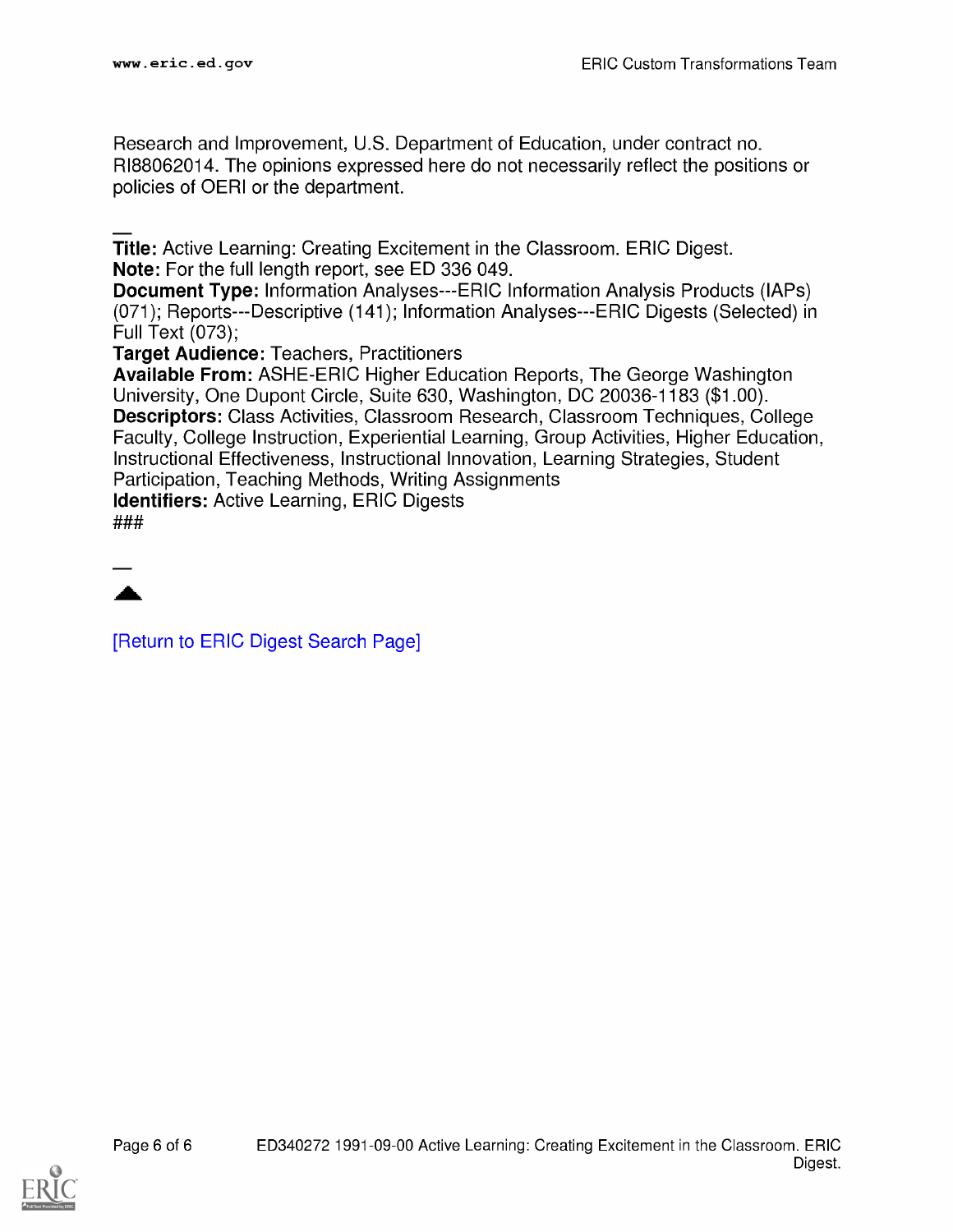Research and Improvement, U.S. Department of Education, under contract no. RI88062014. The opinions expressed here do not necessarily reflect the positions or policies of OERI or the department.

---

**Title:** Active Learning: Creating Excitement in the Classroom. ERIC Digest.
**Note:** For the full length report, see ED 336 049.
**Document Type:** Information Analyses---ERIC Information Analysis Products (IAPs) (071); Reports---Descriptive (141); Information Analyses---ERIC Digests (Selected) in Full Text (073);
**Target Audience:** Teachers, Practitioners
**Available From:** ASHE-ERIC Higher Education Reports, The George Washington University, One Dupont Circle, Suite 630, Washington, DC 20036-1183 ($1.00).
**Descriptors:** Class Activities, Classroom Research, Classroom Techniques, College Faculty, College Instruction, Experiential Learning, Group Activities, Higher Education, Instructional Effectiveness, Instructional Innovation, Learning Strategies, Student Participation, Teaching Methods, Writing Assignments
**Identifiers:** Active Learning, ERIC Digests
###

---

[Return to ERIC Digest Search Page]